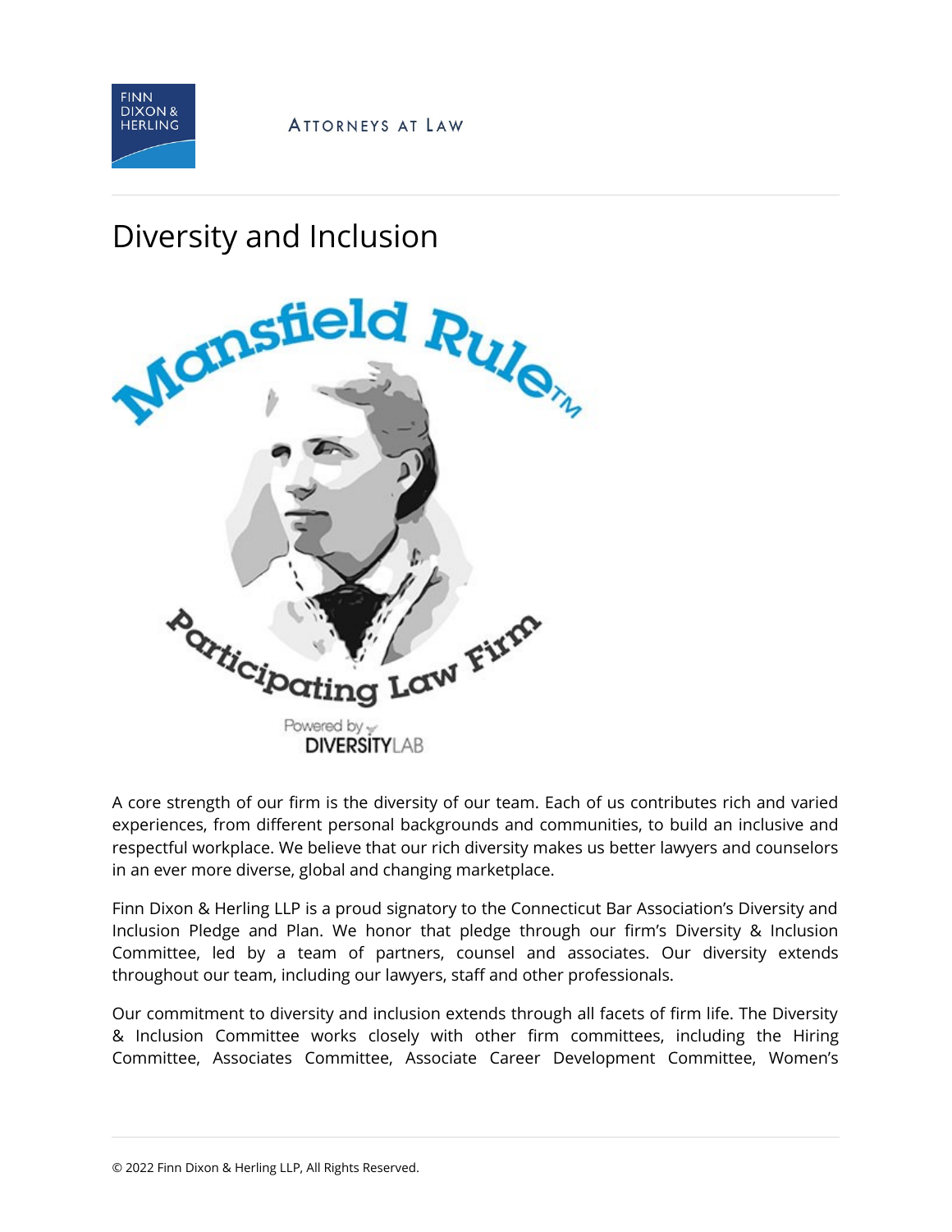# Diversity and Inclusion

A core strength of our firm is the diversity of our team. Each of us contributes rich and varied experiences, from different personal backgrounds and communities, to build an inclusive and respectful workplace. We believe that our rich diversity makes us better lawyers and counselors in an ever more diverse, global and changing marketplace.

Finn Dixon & Herling LLP is a proud signatory to the Connecticut Bar Association's Diversity and Inclusion Pledge and Plan. We honor that pledge through our firm's Diversity & Inclusion Committee, led by a team of partners, counsel and associates. Our diversity extends throughout our team, including our lawyers, staff and other professionals.

Our commitment to diversity and inclusion extends through all facets of firm life. The Diversity & Inclusion Committee works closely with other firm committees, including the Hiring Committee, Associates Committee, Associate Career Development Committee, Women's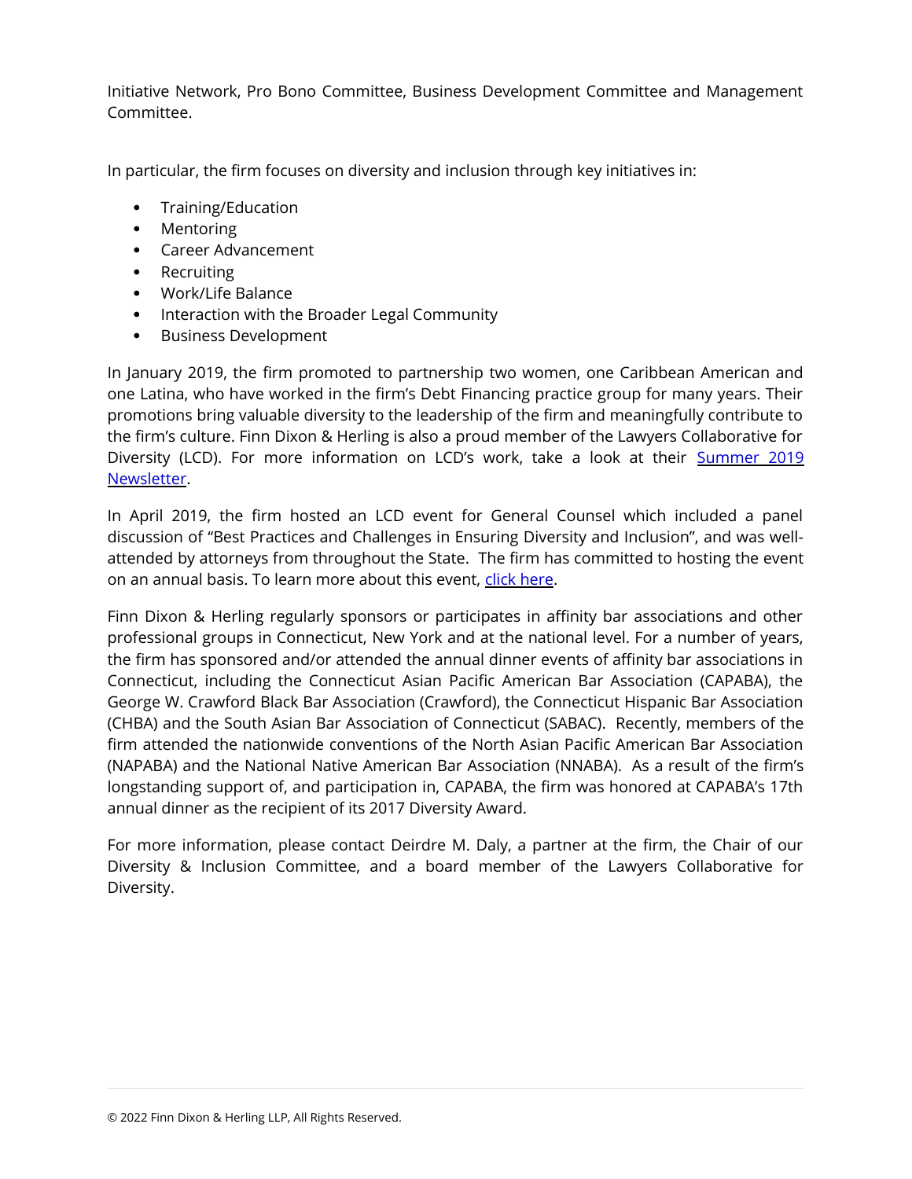Initiative Network, Pro Bono Committee, Business Development Committee and Management Committee.

In particular, the firm focuses on diversity and inclusion through key initiatives in:

- Training/Education
- Mentoring
- Career Advancement
- Recruiting
- Work/Life Balance
- Interaction with the Broader Legal Community
- Business Development

In January 2019, the firm promoted to partnership two women, one Caribbean American and one Latina, who have worked in the firm's Debt Financing practice group for many years. Their promotions bring valuable diversity to the leadership of the firm and meaningfully contribute to the firm's culture. Finn Dixon & Herling is also a proud member of the Lawyers Collaborative for Diversity (LCD). For more information on LCD's work, take a look at their Summer 2019 Newsletter.

In April 2019, the firm hosted an LCD event for General Counsel which included a panel discussion of "Best Practices and Challenges in Ensuring Diversity and Inclusion", and was well-attended by attorneys from throughout the State. The firm has committed to hosting the event on an annual basis. To learn more about this event, click here.

Finn Dixon & Herling regularly sponsors or participates in affinity bar associations and other professional groups in Connecticut, New York and at the national level. For a number of years, the firm has sponsored and/or attended the annual dinner events of affinity bar associations in Connecticut, including the Connecticut Asian Pacific American Bar Association (CAPABA), the George W. Crawford Black Bar Association (Crawford), the Connecticut Hispanic Bar Association (CHBA) and the South Asian Bar Association of Connecticut (SABAC). Recently, members of the firm attended the nationwide conventions of the North Asian Pacific American Bar Association (NAPABA) and the National Native American Bar Association (NNABA). As a result of the firm's longstanding support of, and participation in, CAPABA, the firm was honored at CAPABA's 17th annual dinner as the recipient of its 2017 Diversity Award.

For more information, please contact Deirdre M. Daly, a partner at the firm, the Chair of our Diversity & Inclusion Committee, and a board member of the Lawyers Collaborative for Diversity.

© 2022 Finn Dixon & Herling LLP, All Rights Reserved.